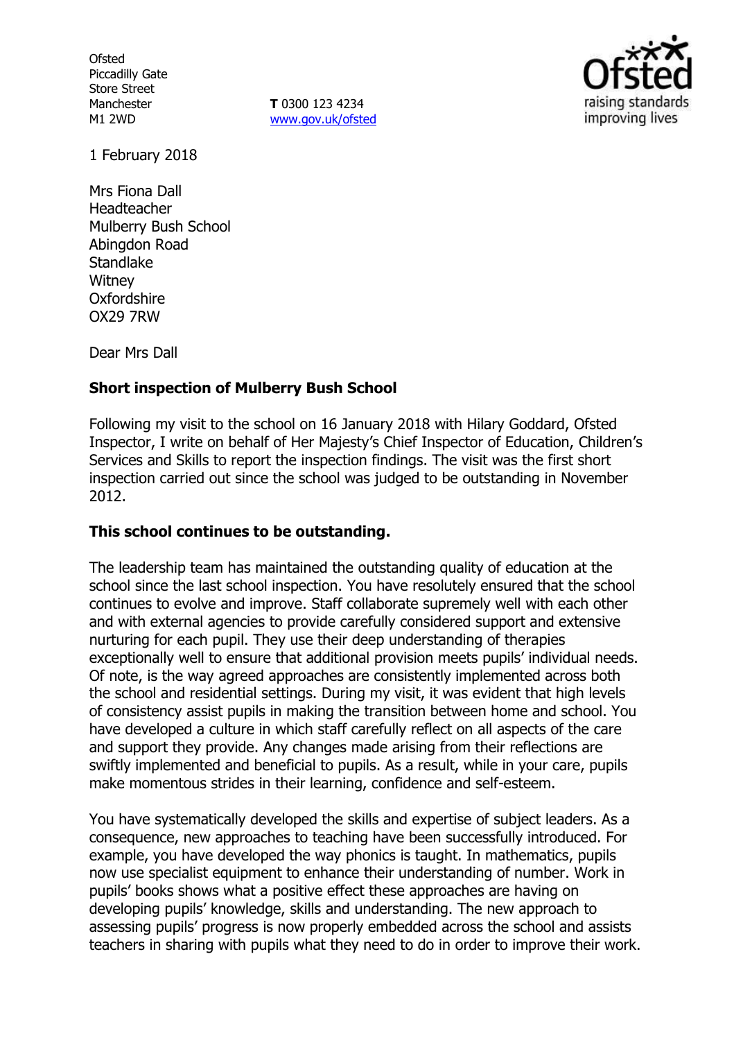Ofsted
Piccadilly Gate
Store Street
Manchester
M1 2WD

**T** 0300 123 4234
www.gov.uk/ofsted

1 February 2018

Mrs Fiona Dall
Headteacher
Mulberry Bush School
Abingdon Road
Standlake
Witney
Oxfordshire
OX29 7RW

Dear Mrs Dall

**Short inspection of Mulberry Bush School**

Following my visit to the school on 16 January 2018 with Hilary Goddard, Ofsted Inspector, I write on behalf of Her Majesty's Chief Inspector of Education, Children's Services and Skills to report the inspection findings. The visit was the first short inspection carried out since the school was judged to be outstanding in November 2012.

**This school continues to be outstanding.**

The leadership team has maintained the outstanding quality of education at the school since the last school inspection. You have resolutely ensured that the school continues to evolve and improve. Staff collaborate supremely well with each other and with external agencies to provide carefully considered support and extensive nurturing for each pupil. They use their deep understanding of therapies exceptionally well to ensure that additional provision meets pupils' individual needs. Of note, is the way agreed approaches are consistently implemented across both the school and residential settings. During my visit, it was evident that high levels of consistency assist pupils in making the transition between home and school. You have developed a culture in which staff carefully reflect on all aspects of the care and support they provide. Any changes made arising from their reflections are swiftly implemented and beneficial to pupils. As a result, while in your care, pupils make momentous strides in their learning, confidence and self-esteem.

You have systematically developed the skills and expertise of subject leaders. As a consequence, new approaches to teaching have been successfully introduced. For example, you have developed the way phonics is taught. In mathematics, pupils now use specialist equipment to enhance their understanding of number. Work in pupils' books shows what a positive effect these approaches are having on developing pupils' knowledge, skills and understanding. The new approach to assessing pupils' progress is now properly embedded across the school and assists teachers in sharing with pupils what they need to do in order to improve their work.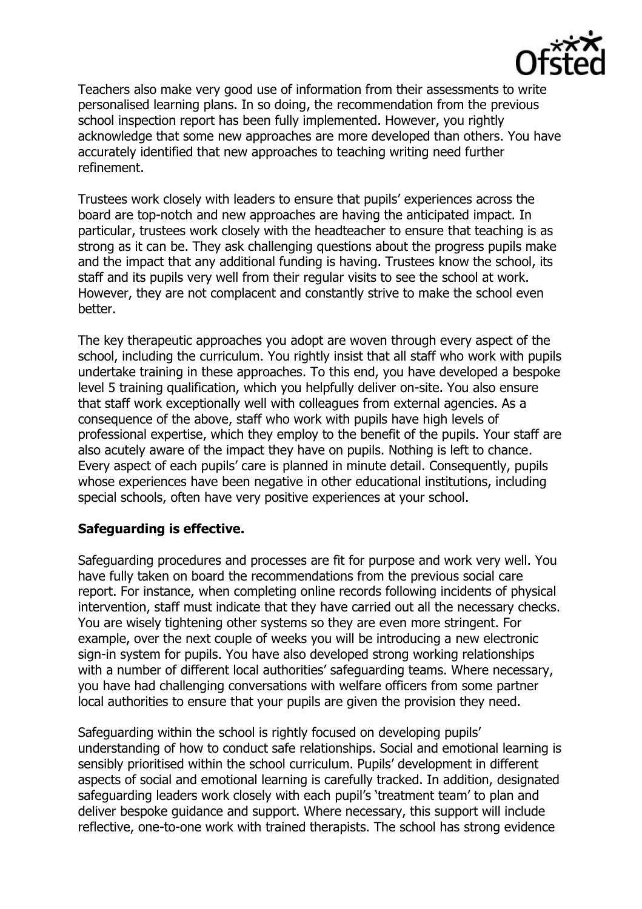Teachers also make very good use of information from their assessments to write personalised learning plans. In so doing, the recommendation from the previous school inspection report has been fully implemented. However, you rightly acknowledge that some new approaches are more developed than others. You have accurately identified that new approaches to teaching writing need further refinement.

Trustees work closely with leaders to ensure that pupils' experiences across the board are top-notch and new approaches are having the anticipated impact. In particular, trustees work closely with the headteacher to ensure that teaching is as strong as it can be. They ask challenging questions about the progress pupils make and the impact that any additional funding is having. Trustees know the school, its staff and its pupils very well from their regular visits to see the school at work. However, they are not complacent and constantly strive to make the school even better.

The key therapeutic approaches you adopt are woven through every aspect of the school, including the curriculum. You rightly insist that all staff who work with pupils undertake training in these approaches. To this end, you have developed a bespoke level 5 training qualification, which you helpfully deliver on-site. You also ensure that staff work exceptionally well with colleagues from external agencies. As a consequence of the above, staff who work with pupils have high levels of professional expertise, which they employ to the benefit of the pupils. Your staff are also acutely aware of the impact they have on pupils. Nothing is left to chance. Every aspect of each pupils' care is planned in minute detail. Consequently, pupils whose experiences have been negative in other educational institutions, including special schools, often have very positive experiences at your school.

**Safeguarding is effective.**

Safeguarding procedures and processes are fit for purpose and work very well. You have fully taken on board the recommendations from the previous social care report. For instance, when completing online records following incidents of physical intervention, staff must indicate that they have carried out all the necessary checks. You are wisely tightening other systems so they are even more stringent. For example, over the next couple of weeks you will be introducing a new electronic sign-in system for pupils. You have also developed strong working relationships with a number of different local authorities' safeguarding teams. Where necessary, you have had challenging conversations with welfare officers from some partner local authorities to ensure that your pupils are given the provision they need.

Safeguarding within the school is rightly focused on developing pupils' understanding of how to conduct safe relationships. Social and emotional learning is sensibly prioritised within the school curriculum. Pupils' development in different aspects of social and emotional learning is carefully tracked. In addition, designated safeguarding leaders work closely with each pupil's 'treatment team' to plan and deliver bespoke guidance and support. Where necessary, this support will include reflective, one-to-one work with trained therapists. The school has strong evidence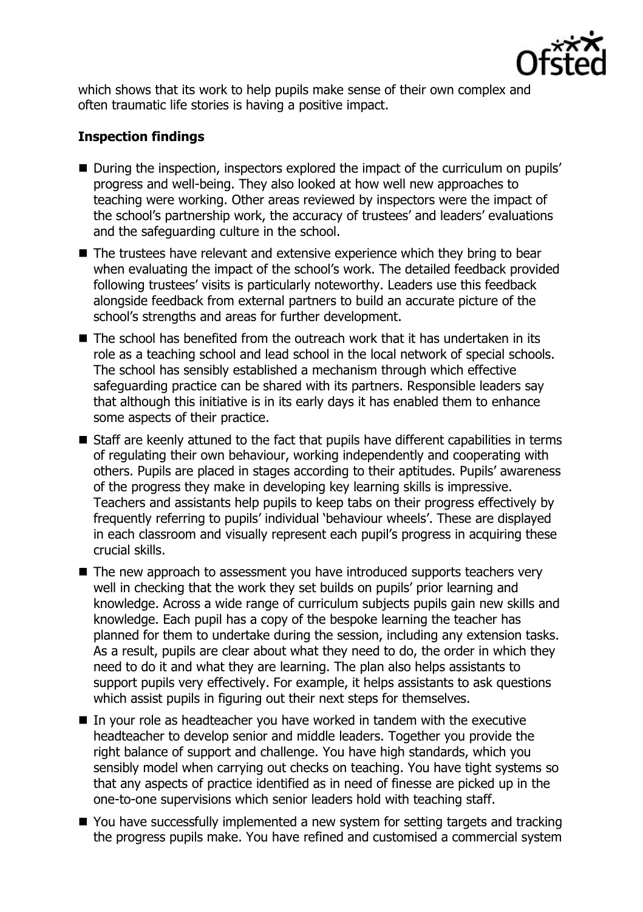which shows that its work to help pupils make sense of their own complex and often traumatic life stories is having a positive impact.

**Inspection findings**

- During the inspection, inspectors explored the impact of the curriculum on pupils' progress and well-being. They also looked at how well new approaches to teaching were working. Other areas reviewed by inspectors were the impact of the school's partnership work, the accuracy of trustees' and leaders' evaluations and the safeguarding culture in the school.
- The trustees have relevant and extensive experience which they bring to bear when evaluating the impact of the school's work. The detailed feedback provided following trustees' visits is particularly noteworthy. Leaders use this feedback alongside feedback from external partners to build an accurate picture of the school's strengths and areas for further development.
- The school has benefited from the outreach work that it has undertaken in its role as a teaching school and lead school in the local network of special schools. The school has sensibly established a mechanism through which effective safeguarding practice can be shared with its partners. Responsible leaders say that although this initiative is in its early days it has enabled them to enhance some aspects of their practice.
- Staff are keenly attuned to the fact that pupils have different capabilities in terms of regulating their own behaviour, working independently and cooperating with others. Pupils are placed in stages according to their aptitudes. Pupils' awareness of the progress they make in developing key learning skills is impressive. Teachers and assistants help pupils to keep tabs on their progress effectively by frequently referring to pupils' individual 'behaviour wheels'. These are displayed in each classroom and visually represent each pupil's progress in acquiring these crucial skills.
- The new approach to assessment you have introduced supports teachers very well in checking that the work they set builds on pupils' prior learning and knowledge. Across a wide range of curriculum subjects pupils gain new skills and knowledge. Each pupil has a copy of the bespoke learning the teacher has planned for them to undertake during the session, including any extension tasks. As a result, pupils are clear about what they need to do, the order in which they need to do it and what they are learning. The plan also helps assistants to support pupils very effectively. For example, it helps assistants to ask questions which assist pupils in figuring out their next steps for themselves.
- In your role as headteacher you have worked in tandem with the executive headteacher to develop senior and middle leaders. Together you provide the right balance of support and challenge. You have high standards, which you sensibly model when carrying out checks on teaching. You have tight systems so that any aspects of practice identified as in need of finesse are picked up in the one-to-one supervisions which senior leaders hold with teaching staff.
- You have successfully implemented a new system for setting targets and tracking the progress pupils make. You have refined and customised a commercial system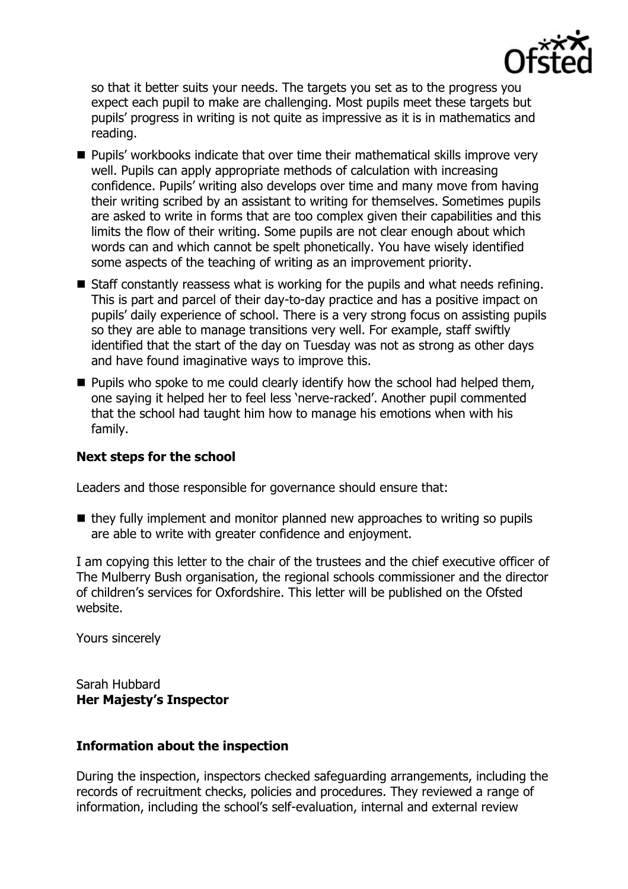so that it better suits your needs. The targets you set as to the progress you expect each pupil to make are challenging. Most pupils meet these targets but pupils' progress in writing is not quite as impressive as it is in mathematics and reading.

- Pupils' workbooks indicate that over time their mathematical skills improve very well. Pupils can apply appropriate methods of calculation with increasing confidence. Pupils' writing also develops over time and many move from having their writing scribed by an assistant to writing for themselves. Sometimes pupils are asked to write in forms that are too complex given their capabilities and this limits the flow of their writing. Some pupils are not clear enough about which words can and which cannot be spelt phonetically. You have wisely identified some aspects of the teaching of writing as an improvement priority.
- Staff constantly reassess what is working for the pupils and what needs refining. This is part and parcel of their day-to-day practice and has a positive impact on pupils' daily experience of school. There is a very strong focus on assisting pupils so they are able to manage transitions very well. For example, staff swiftly identified that the start of the day on Tuesday was not as strong as other days and have found imaginative ways to improve this.
- Pupils who spoke to me could clearly identify how the school had helped them, one saying it helped her to feel less 'nerve-racked'. Another pupil commented that the school had taught him how to manage his emotions when with his family.

### Next steps for the school

Leaders and those responsible for governance should ensure that:

- they fully implement and monitor planned new approaches to writing so pupils are able to write with greater confidence and enjoyment.

I am copying this letter to the chair of the trustees and the chief executive officer of The Mulberry Bush organisation, the regional schools commissioner and the director of children's services for Oxfordshire. This letter will be published on the Ofsted website.

Yours sincerely

Sarah Hubbard
**Her Majesty's Inspector**

### Information about the inspection

During the inspection, inspectors checked safeguarding arrangements, including the records of recruitment checks, policies and procedures. They reviewed a range of information, including the school's self-evaluation, internal and external review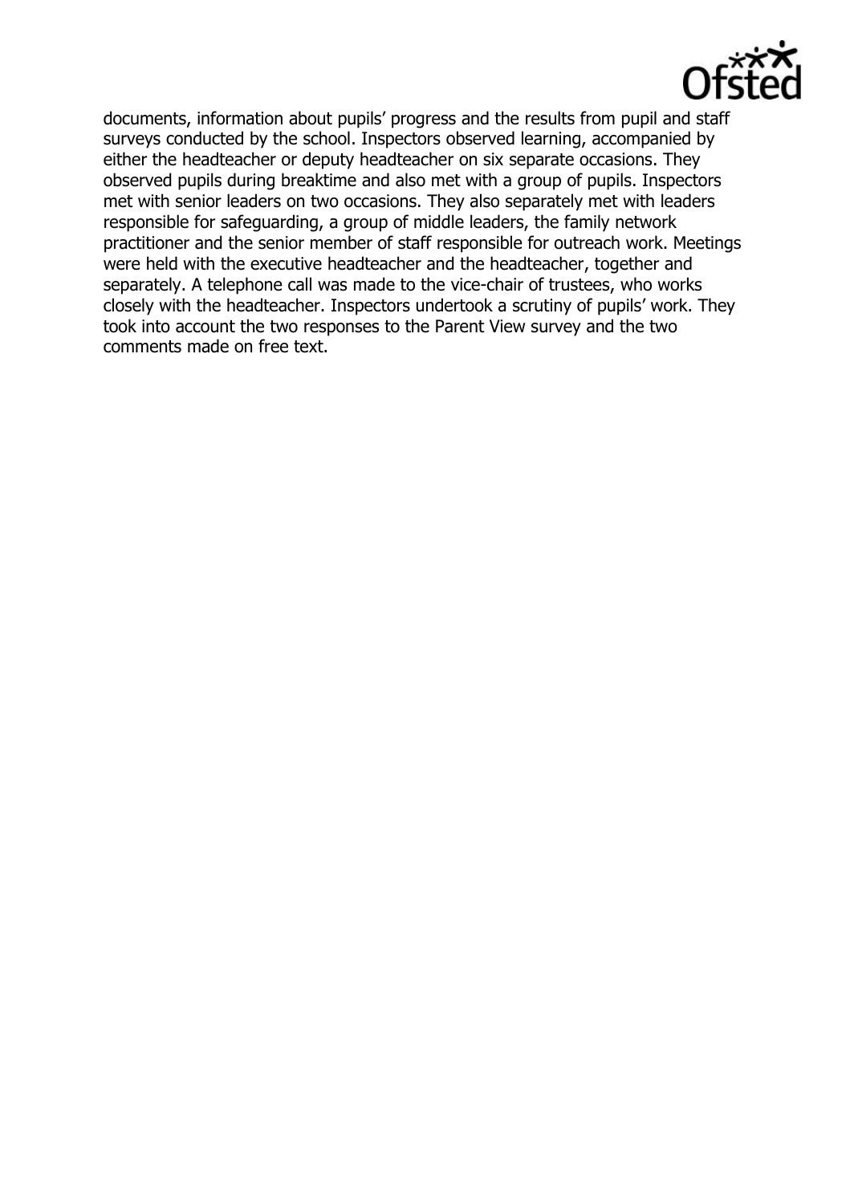documents, information about pupils' progress and the results from pupil and staff surveys conducted by the school. Inspectors observed learning, accompanied by either the headteacher or deputy headteacher on six separate occasions. They observed pupils during breaktime and also met with a group of pupils. Inspectors met with senior leaders on two occasions. They also separately met with leaders responsible for safeguarding, a group of middle leaders, the family network practitioner and the senior member of staff responsible for outreach work. Meetings were held with the executive headteacher and the headteacher, together and separately. A telephone call was made to the vice-chair of trustees, who works closely with the headteacher. Inspectors undertook a scrutiny of pupils' work. They took into account the two responses to the Parent View survey and the two comments made on free text.